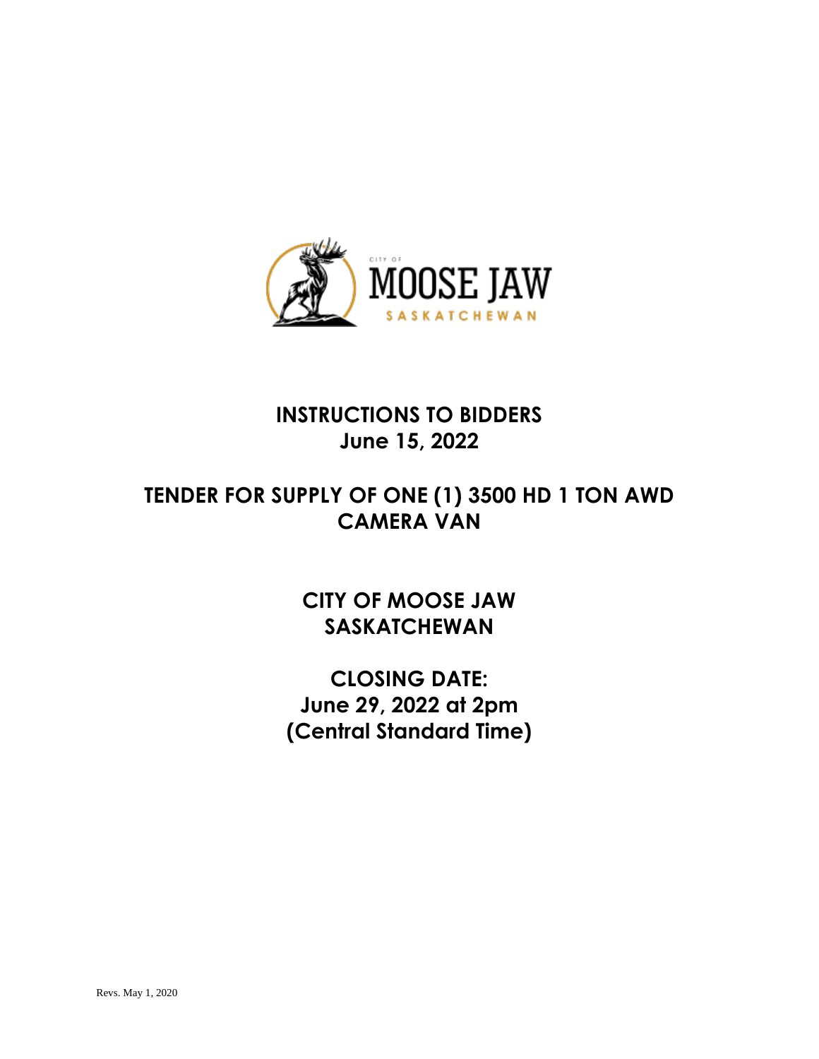# INSTRUCTIONS TO BIDDERS
## June 15, 2022

# TENDER FOR SUPPLY OF ONE (1) 3500 HD 1 TON AWD CAMERA VAN

## CITY OF MOOSE JAW SASKATCHEWAN

## CLOSING DATE: June 29, 2022 at 2pm (Central Standard Time)

Revs. May 1, 2020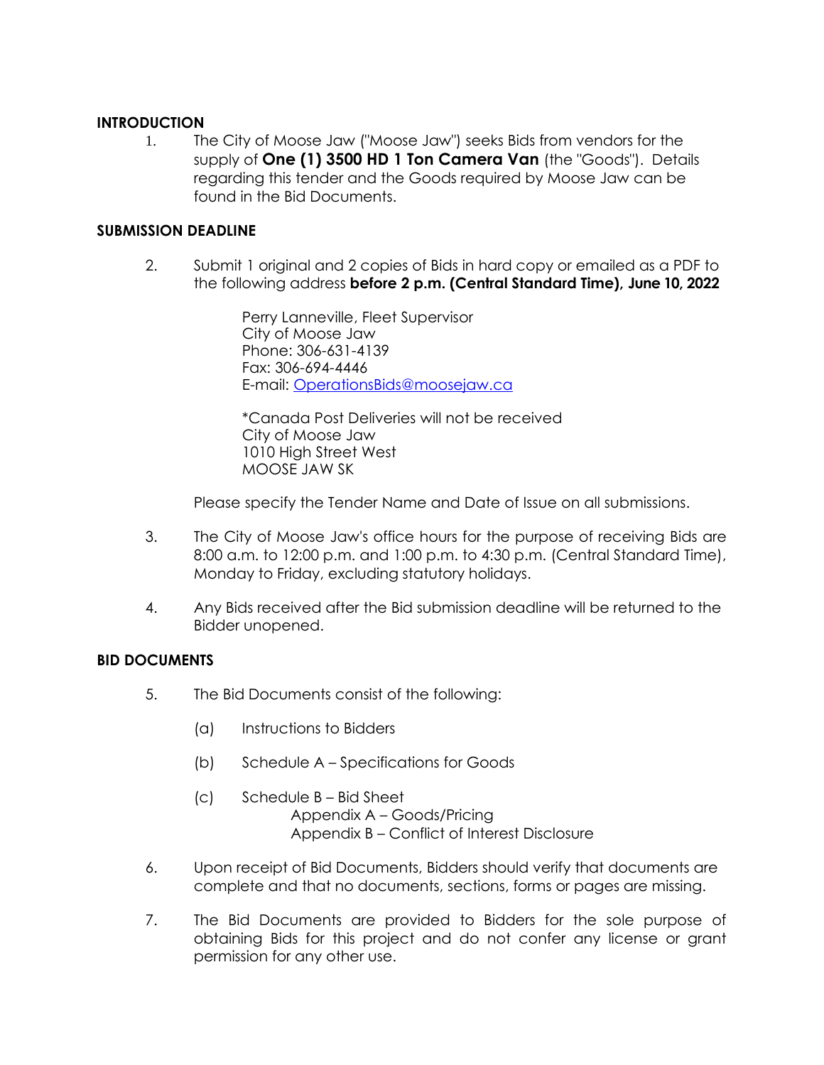**INTRODUCTION**

1. The City of Moose Jaw ("Moose Jaw") seeks Bids from vendors for the supply of **One (1) 3500 HD 1 Ton Camera Van** (the "Goods"). Details regarding this tender and the Goods required by Moose Jaw can be found in the Bid Documents.

**SUBMISSION DEADLINE**

2. Submit 1 original and 2 copies of Bids in hard copy or emailed as a PDF to the following address **before 2 p.m. (Central Standard Time), June 10, 2022**

   Perry Lanneville, Fleet Supervisor
   City of Moose Jaw
   Phone: 306-631-4139
   Fax: 306-694-4446
   E-mail: OperationsBids@moosejaw.ca

   *Canada Post Deliveries will not be received
   City of Moose Jaw
   1010 High Street West
   MOOSE JAW SK

   Please specify the Tender Name and Date of Issue on all submissions.

3. The City of Moose Jaw's office hours for the purpose of receiving Bids are 8:00 a.m. to 12:00 p.m. and 1:00 p.m. to 4:30 p.m. (Central Standard Time), Monday to Friday, excluding statutory holidays.

4. Any Bids received after the Bid submission deadline will be returned to the Bidder unopened.

**BID DOCUMENTS**

5. The Bid Documents consist of the following:

   (a) Instructions to Bidders

   (b) Schedule A – Specifications for Goods

   (c) Schedule B – Bid Sheet
       Appendix A – Goods/Pricing
       Appendix B – Conflict of Interest Disclosure

6. Upon receipt of Bid Documents, Bidders should verify that documents are complete and that no documents, sections, forms or pages are missing.

7. The Bid Documents are provided to Bidders for the sole purpose of obtaining Bids for this project and do not confer any license or grant permission for any other use.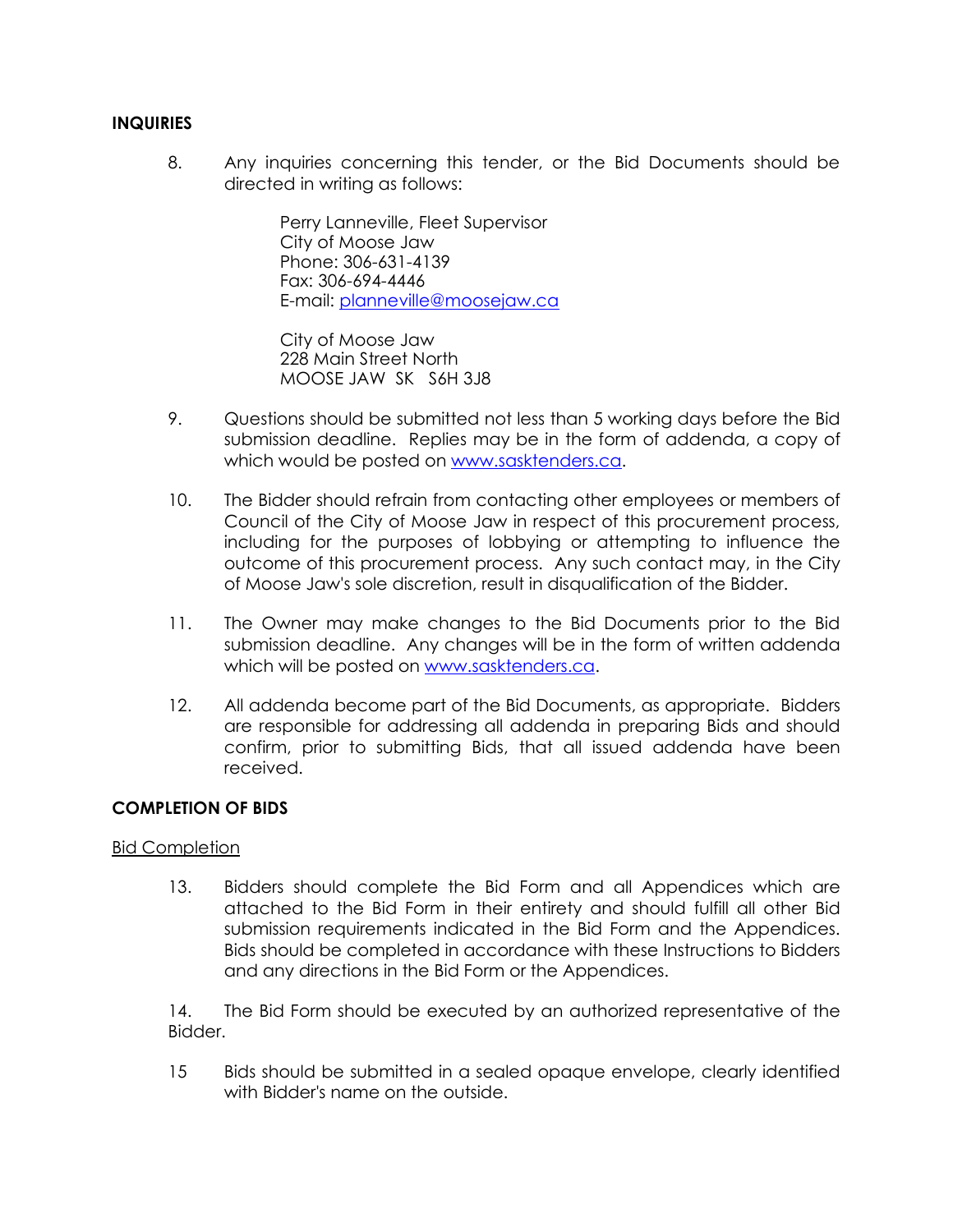## INQUIRIES

8. Any inquiries concerning this tender, or the Bid Documents should be directed in writing as follows:

   Perry Lanneville, Fleet Supervisor
   City of Moose Jaw
   Phone: 306-631-4139
   Fax: 306-694-4446
   E-mail: planneville@moosejaw.ca

   City of Moose Jaw
   228 Main Street North
   MOOSE JAW SK S6H 3J8

9. Questions should be submitted not less than 5 working days before the Bid submission deadline. Replies may be in the form of addenda, a copy of which would be posted on www.sasktenders.ca.

10. The Bidder should refrain from contacting other employees or members of Council of the City of Moose Jaw in respect of this procurement process, including for the purposes of lobbying or attempting to influence the outcome of this procurement process. Any such contact may, in the City of Moose Jaw's sole discretion, result in disqualification of the Bidder.

11. The Owner may make changes to the Bid Documents prior to the Bid submission deadline. Any changes will be in the form of written addenda which will be posted on www.sasktenders.ca.

12. All addenda become part of the Bid Documents, as appropriate. Bidders are responsible for addressing all addenda in preparing Bids and should confirm, prior to submitting Bids, that all issued addenda have been received.

## COMPLETION OF BIDS

Bid Completion

13. Bidders should complete the Bid Form and all Appendices which are attached to the Bid Form in their entirety and should fulfill all other Bid submission requirements indicated in the Bid Form and the Appendices. Bids should be completed in accordance with these Instructions to Bidders and any directions in the Bid Form or the Appendices.

14. The Bid Form should be executed by an authorized representative of the Bidder.

15 Bids should be submitted in a sealed opaque envelope, clearly identified with Bidder's name on the outside.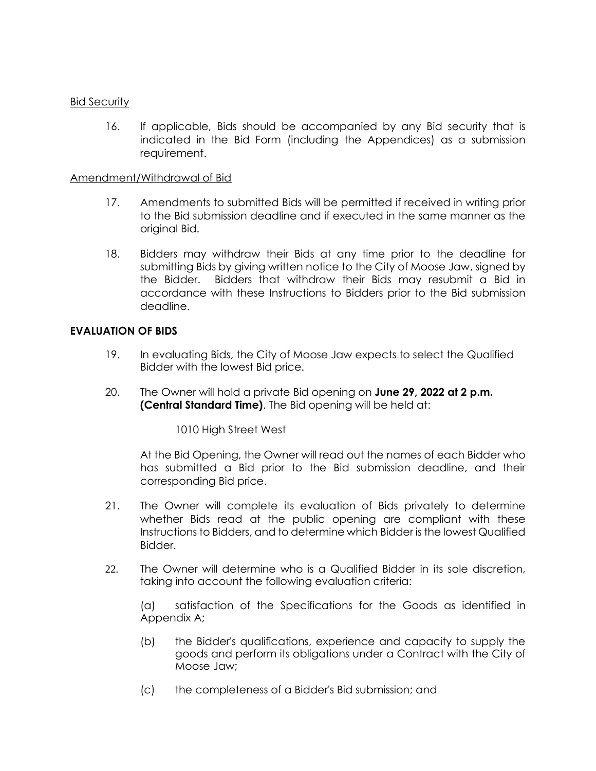<u>Bid Security</u>

16. If applicable, Bids should be accompanied by any Bid security that is indicated in the Bid Form (including the Appendices) as a submission requirement.

<u>Amendment/Withdrawal of Bid</u>

17. Amendments to submitted Bids will be permitted if received in writing prior to the Bid submission deadline and if executed in the same manner as the original Bid.

18. Bidders may withdraw their Bids at any time prior to the deadline for submitting Bids by giving written notice to the City of Moose Jaw, signed by the Bidder. Bidders that withdraw their Bids may resubmit a Bid in accordance with these Instructions to Bidders prior to the Bid submission deadline.

**EVALUATION OF BIDS**

19. In evaluating Bids, the City of Moose Jaw expects to select the Qualified Bidder with the lowest Bid price.

20. The Owner will hold a private Bid opening on **June 29, 2022 at 2 p.m. (Central Standard Time)**. The Bid opening will be held at:

    1010 High Street West

    At the Bid Opening, the Owner will read out the names of each Bidder who has submitted a Bid prior to the Bid submission deadline, and their corresponding Bid price.

21. The Owner will complete its evaluation of Bids privately to determine whether Bids read at the public opening are compliant with these Instructions to Bidders, and to determine which Bidder is the lowest Qualified Bidder.

22. The Owner will determine who is a Qualified Bidder in its sole discretion, taking into account the following evaluation criteria:

    (a) satisfaction of the Specifications for the Goods as identified in Appendix A;

    (b) the Bidder's qualifications, experience and capacity to supply the goods and perform its obligations under a Contract with the City of Moose Jaw;

    (c) the completeness of a Bidder's Bid submission; and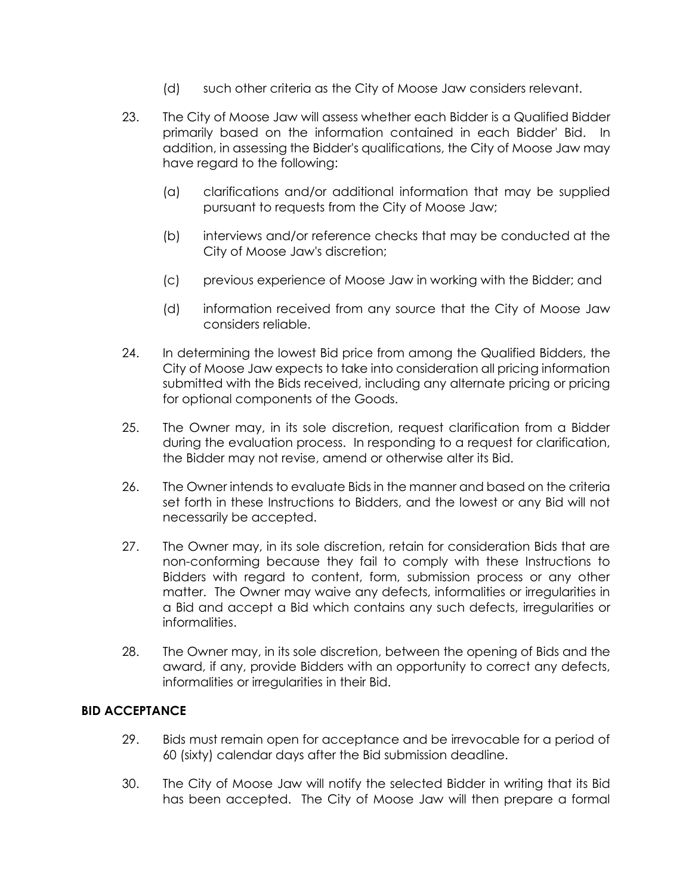(d) such other criteria as the City of Moose Jaw considers relevant.

23. The City of Moose Jaw will assess whether each Bidder is a Qualified Bidder primarily based on the information contained in each Bidder' Bid. In addition, in assessing the Bidder's qualifications, the City of Moose Jaw may have regard to the following:

    (a) clarifications and/or additional information that may be supplied pursuant to requests from the City of Moose Jaw;

    (b) interviews and/or reference checks that may be conducted at the City of Moose Jaw's discretion;

    (c) previous experience of Moose Jaw in working with the Bidder; and

    (d) information received from any source that the City of Moose Jaw considers reliable.

24. In determining the lowest Bid price from among the Qualified Bidders, the City of Moose Jaw expects to take into consideration all pricing information submitted with the Bids received, including any alternate pricing or pricing for optional components of the Goods.

25. The Owner may, in its sole discretion, request clarification from a Bidder during the evaluation process. In responding to a request for clarification, the Bidder may not revise, amend or otherwise alter its Bid.

26. The Owner intends to evaluate Bids in the manner and based on the criteria set forth in these Instructions to Bidders, and the lowest or any Bid will not necessarily be accepted.

27. The Owner may, in its sole discretion, retain for consideration Bids that are non-conforming because they fail to comply with these Instructions to Bidders with regard to content, form, submission process or any other matter. The Owner may waive any defects, informalities or irregularities in a Bid and accept a Bid which contains any such defects, irregularities or informalities.

28. The Owner may, in its sole discretion, between the opening of Bids and the award, if any, provide Bidders with an opportunity to correct any defects, informalities or irregularities in their Bid.

**BID ACCEPTANCE**

29. Bids must remain open for acceptance and be irrevocable for a period of 60 (sixty) calendar days after the Bid submission deadline.

30. The City of Moose Jaw will notify the selected Bidder in writing that its Bid has been accepted. The City of Moose Jaw will then prepare a formal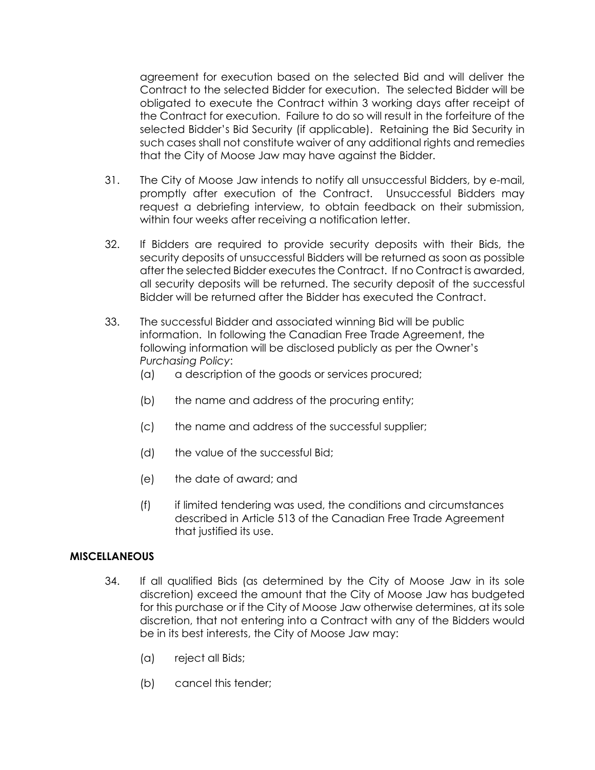agreement for execution based on the selected Bid and will deliver the Contract to the selected Bidder for execution. The selected Bidder will be obligated to execute the Contract within 3 working days after receipt of the Contract for execution. Failure to do so will result in the forfeiture of the selected Bidder's Bid Security (if applicable). Retaining the Bid Security in such cases shall not constitute waiver of any additional rights and remedies that the City of Moose Jaw may have against the Bidder.

31. The City of Moose Jaw intends to notify all unsuccessful Bidders, by e-mail, promptly after execution of the Contract. Unsuccessful Bidders may request a debriefing interview, to obtain feedback on their submission, within four weeks after receiving a notification letter.

32. If Bidders are required to provide security deposits with their Bids, the security deposits of unsuccessful Bidders will be returned as soon as possible after the selected Bidder executes the Contract. If no Contract is awarded, all security deposits will be returned. The security deposit of the successful Bidder will be returned after the Bidder has executed the Contract.

33. The successful Bidder and associated winning Bid will be public information. In following the Canadian Free Trade Agreement, the following information will be disclosed publicly as per the Owner's *Purchasing Policy*:
    (a) a description of the goods or services procured;
    (b) the name and address of the procuring entity;
    (c) the name and address of the successful supplier;
    (d) the value of the successful Bid;
    (e) the date of award; and
    (f) if limited tendering was used, the conditions and circumstances described in Article 513 of the Canadian Free Trade Agreement that justified its use.

**MISCELLANEOUS**

34. If all qualified Bids (as determined by the City of Moose Jaw in its sole discretion) exceed the amount that the City of Moose Jaw has budgeted for this purchase or if the City of Moose Jaw otherwise determines, at its sole discretion, that not entering into a Contract with any of the Bidders would be in its best interests, the City of Moose Jaw may:
    (a) reject all Bids;
    (b) cancel this tender;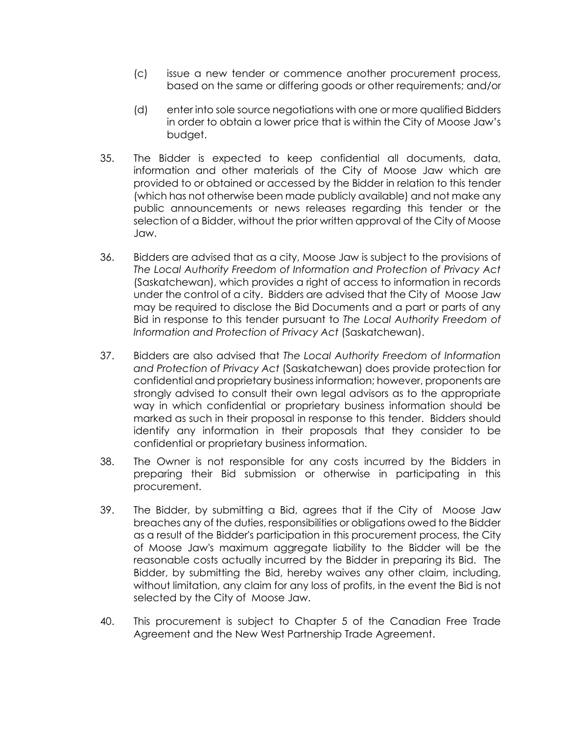(c) issue a new tender or commence another procurement process, based on the same or differing goods or other requirements; and/or

(d) enter into sole source negotiations with one or more qualified Bidders in order to obtain a lower price that is within the City of Moose Jaw's budget.

35. The Bidder is expected to keep confidential all documents, data, information and other materials of the City of Moose Jaw which are provided to or obtained or accessed by the Bidder in relation to this tender (which has not otherwise been made publicly available) and not make any public announcements or news releases regarding this tender or the selection of a Bidder, without the prior written approval of the City of Moose Jaw.

36. Bidders are advised that as a city, Moose Jaw is subject to the provisions of *The Local Authority Freedom of Information and Protection of Privacy Act* (Saskatchewan), which provides a right of access to information in records under the control of a city. Bidders are advised that the City of Moose Jaw may be required to disclose the Bid Documents and a part or parts of any Bid in response to this tender pursuant to *The Local Authority Freedom of Information and Protection of Privacy Act* (Saskatchewan).

37. Bidders are also advised that *The Local Authority Freedom of Information and Protection of Privacy Act* (Saskatchewan) does provide protection for confidential and proprietary business information; however, proponents are strongly advised to consult their own legal advisors as to the appropriate way in which confidential or proprietary business information should be marked as such in their proposal in response to this tender. Bidders should identify any information in their proposals that they consider to be confidential or proprietary business information.

38. The Owner is not responsible for any costs incurred by the Bidders in preparing their Bid submission or otherwise in participating in this procurement.

39. The Bidder, by submitting a Bid, agrees that if the City of Moose Jaw breaches any of the duties, responsibilities or obligations owed to the Bidder as a result of the Bidder's participation in this procurement process, the City of Moose Jaw's maximum aggregate liability to the Bidder will be the reasonable costs actually incurred by the Bidder in preparing its Bid. The Bidder, by submitting the Bid, hereby waives any other claim, including, without limitation, any claim for any loss of profits, in the event the Bid is not selected by the City of Moose Jaw.

40. This procurement is subject to Chapter 5 of the Canadian Free Trade Agreement and the New West Partnership Trade Agreement.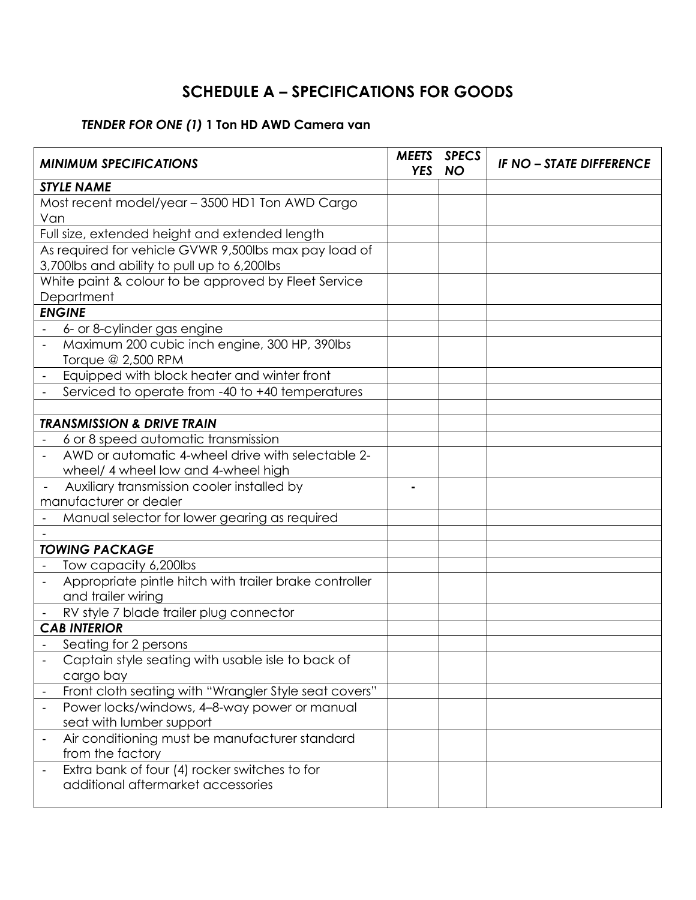# SCHEDULE A – SPECIFICATIONS FOR GOODS

***TENDER FOR ONE (1)* 1 Ton HD AWD Camera van**

| *MINIMUM SPECIFICATIONS* | *MEETS YES* | *SPECS NO* | *IF NO – STATE DIFFERENCE* |
|---|---|---|---|
| ***STYLE NAME*** | | | |
| Most recent model/year – 3500 HD1 Ton AWD Cargo Van | | | |
| Full size, extended height and extended length | | | |
| As required for vehicle GVWR 9,500lbs max pay load of 3,700lbs and ability to pull up to 6,200lbs | | | |
| White paint & colour to be approved by Fleet Service Department | | | |
| ***ENGINE*** | | | |
| - 6- or 8-cylinder gas engine | | | |
| - Maximum 200 cubic inch engine, 300 HP, 390lbs Torque @ 2,500 RPM | | | |
| - Equipped with block heater and winter front | | | |
| - Serviced to operate from -40 to +40 temperatures | | | |
| | | | |
| ***TRANSMISSION & DRIVE TRAIN*** | | | |
| - 6 or 8 speed automatic transmission | | | |
| - AWD or automatic 4-wheel drive with selectable 2-wheel/ 4 wheel low and 4-wheel high | | | |
| - Auxiliary transmission cooler installed by manufacturer or dealer | - | | |
| - Manual selector for lower gearing as required | | | |
| - | | | |
| ***TOWING PACKAGE*** | | | |
| - Tow capacity 6,200lbs | | | |
| - Appropriate pintle hitch with trailer brake controller and trailer wiring | | | |
| - RV style 7 blade trailer plug connector | | | |
| ***CAB INTERIOR*** | | | |
| - Seating for 2 persons | | | |
| - Captain style seating with usable isle to back of cargo bay | | | |
| - Front cloth seating with "Wrangler Style seat covers" | | | |
| - Power locks/windows, 4–8-way power or manual seat with lumber support | | | |
| - Air conditioning must be manufacturer standard from the factory | | | |
| - Extra bank of four (4) rocker switches to for additional aftermarket accessories | | | |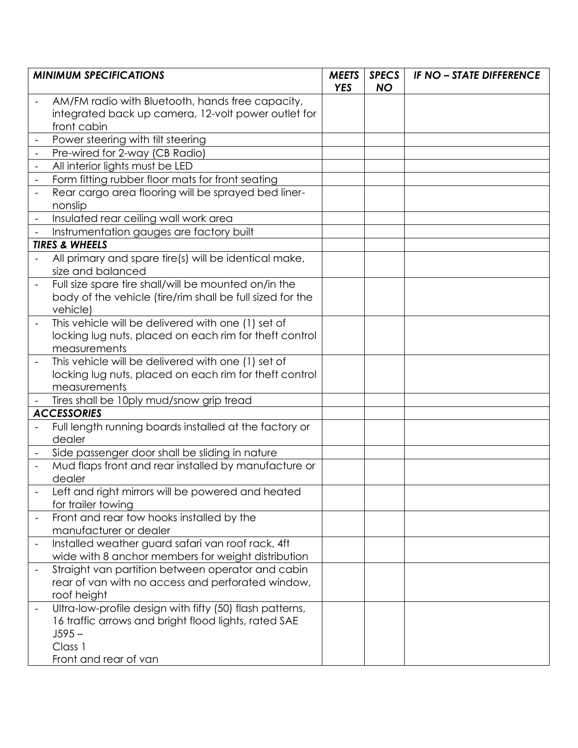| *MINIMUM SPECIFICATIONS* | *MEETS YES* | *SPECS NO* | *IF NO – STATE DIFFERENCE* |
|---|---|---|---|
| - AM/FM radio with Bluetooth, hands free capacity, integrated back up camera, 12-volt power outlet for front cabin | | | |
| - Power steering with tilt steering | | | |
| - Pre-wired for 2-way (CB Radio) | | | |
| - All interior lights must be LED | | | |
| - Form fitting rubber floor mats for front seating | | | |
| - Rear cargo area flooring will be sprayed bed liner-nonslip | | | |
| - Insulated rear ceiling wall work area | | | |
| - Instrumentation gauges are factory built | | | |
| ***TIRES & WHEELS*** | | | |
| - All primary and spare tire(s) will be identical make, size and balanced | | | |
| - Full size spare tire shall/will be mounted on/in the body of the vehicle (tire/rim shall be full sized for the vehicle) | | | |
| - This vehicle will be delivered with one (1) set of locking lug nuts, placed on each rim for theft control measurements | | | |
| - This vehicle will be delivered with one (1) set of locking lug nuts, placed on each rim for theft control measurements | | | |
| - Tires shall be 10ply mud/snow grip tread | | | |
| ***ACCESSORIES*** | | | |
| - Full length running boards installed at the factory or dealer | | | |
| - Side passenger door shall be sliding in nature | | | |
| - Mud flaps front and rear installed by manufacture or dealer | | | |
| - Left and right mirrors will be powered and heated for trailer towing | | | |
| - Front and rear tow hooks installed by the manufacturer or dealer | | | |
| - Installed weather guard safari van roof rack, 4ft wide with 8 anchor members for weight distribution | | | |
| - Straight van partition between operator and cabin rear of van with no access and perforated window, roof height | | | |
| - Ultra-low-profile design with fifty (50) flash patterns, 16 traffic arrows and bright flood lights, rated SAE J595 – Class 1 Front and rear of van | | | |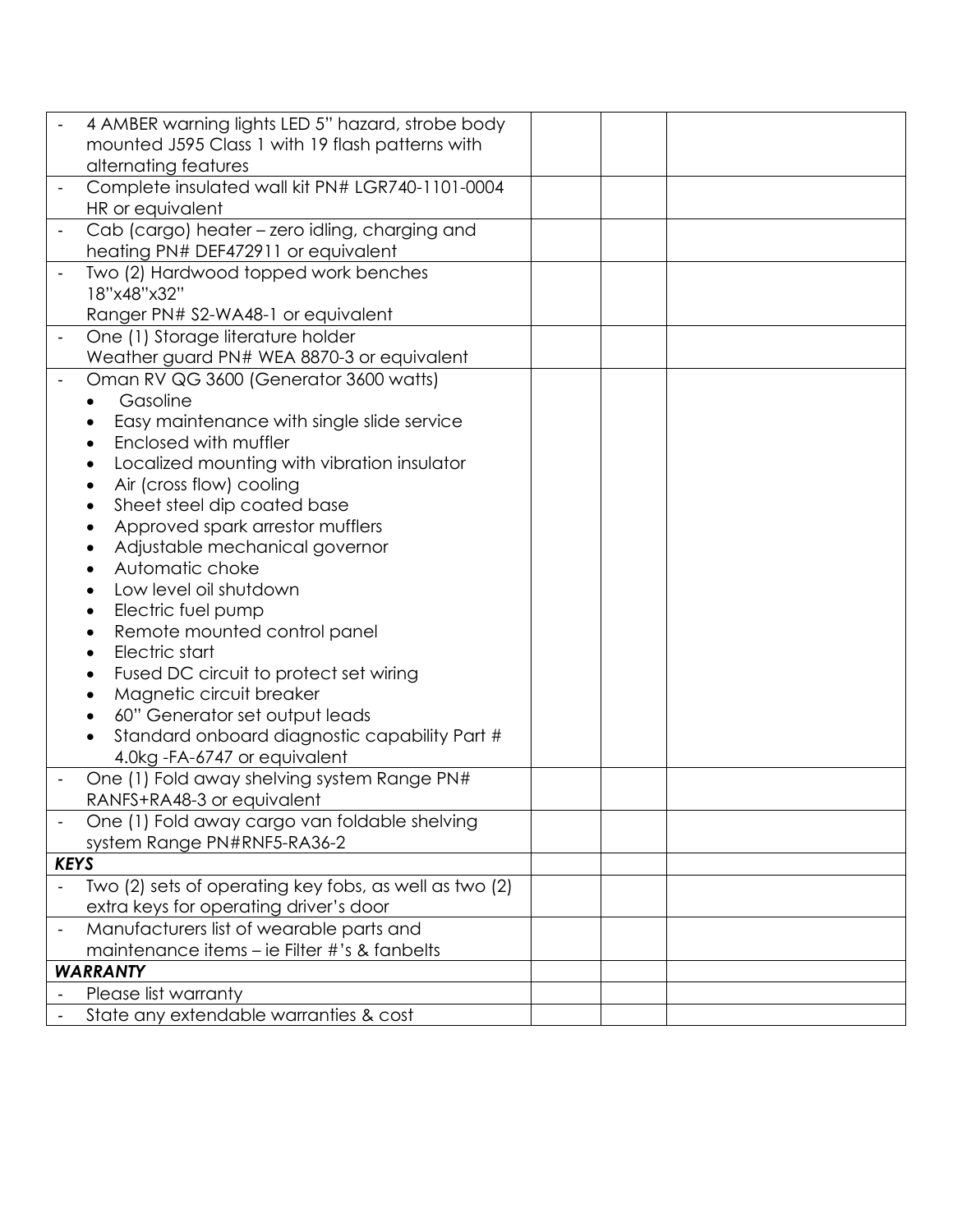| | | | |
|---|---|---|---|
| - 4 AMBER warning lights LED 5" hazard, strobe body mounted J595 Class 1 with 19 flash patterns with alternating features | | | |
| - Complete insulated wall kit PN# LGR740-1101-0004 HR or equivalent | | | |
| - Cab (cargo) heater – zero idling, charging and heating PN# DEF472911 or equivalent | | | |
| - Two (2) Hardwood topped work benches 18"x48"x32" Ranger PN# S2-WA48-1 or equivalent | | | |
| - One (1) Storage literature holder Weather guard PN# WEA 8870-3 or equivalent | | | |
| - Oman RV QG 3600 (Generator 3600 watts)<br>• Gasoline<br>• Easy maintenance with single slide service<br>• Enclosed with muffler<br>• Localized mounting with vibration insulator<br>• Air (cross flow) cooling<br>• Sheet steel dip coated base<br>• Approved spark arrestor mufflers<br>• Adjustable mechanical governor<br>• Automatic choke<br>• Low level oil shutdown<br>• Electric fuel pump<br>• Remote mounted control panel<br>• Electric start<br>• Fused DC circuit to protect set wiring<br>• Magnetic circuit breaker<br>• 60" Generator set output leads<br>• Standard onboard diagnostic capability Part # 4.0kg -FA-6747 or equivalent | | | |
| - One (1) Fold away shelving system Range PN# RANFS+RA48-3 or equivalent | | | |
| - One (1) Fold away cargo van foldable shelving system Range PN#RNF5-RA36-2 | | | |
| ***KEYS*** | | | |
| - Two (2) sets of operating key fobs, as well as two (2) extra keys for operating driver's door | | | |
| - Manufacturers list of wearable parts and maintenance items – ie Filter #'s & fanbelts | | | |
| ***WARRANTY*** | | | |
| - Please list warranty | | | |
| - State any extendable warranties & cost | | | |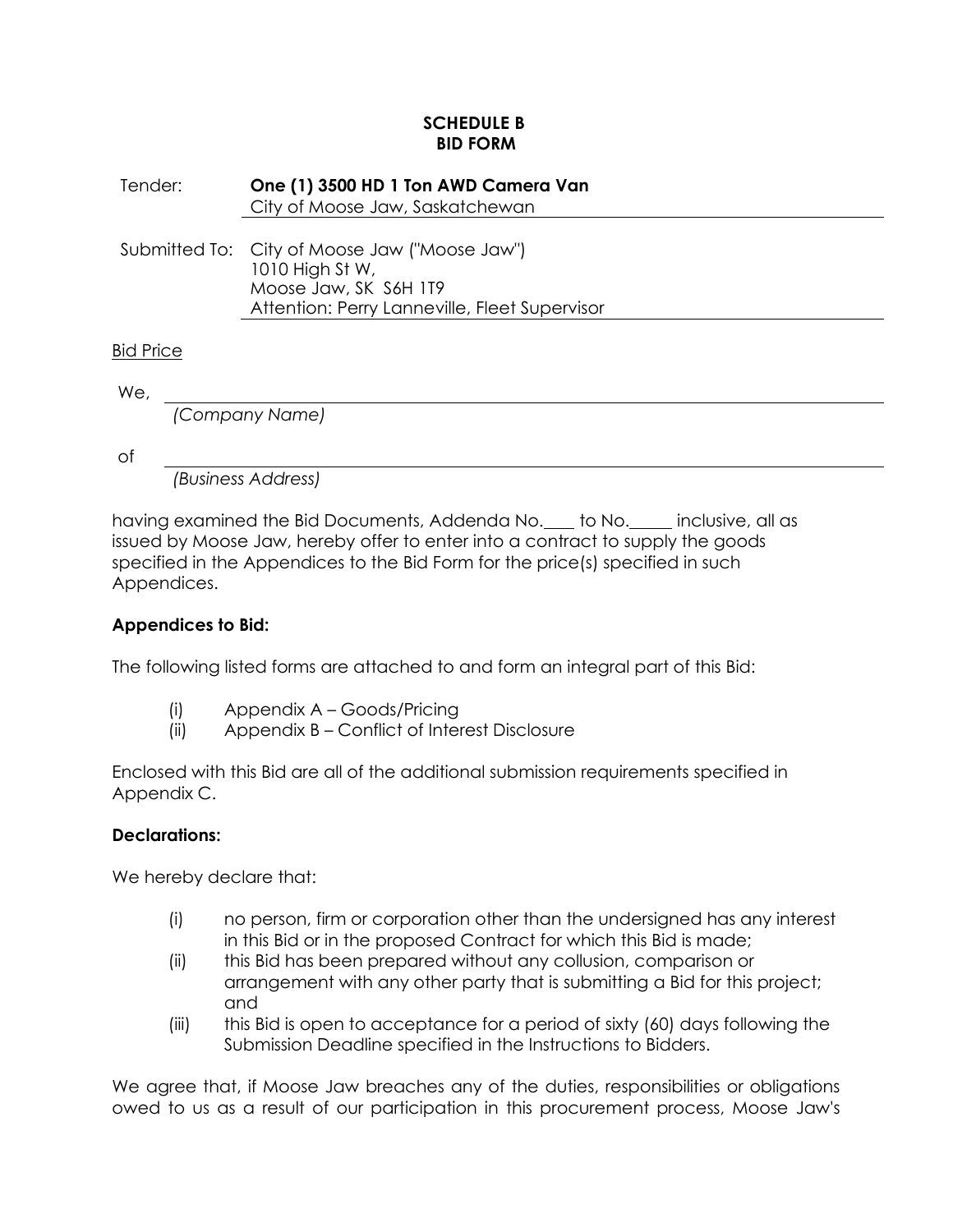**SCHEDULE B**
**BID FORM**

Tender: **One (1) 3500 HD 1 Ton AWD Camera Van**
City of Moose Jaw, Saskatchewan

Submitted To: City of Moose Jaw ("Moose Jaw")
1010 High St W,
Moose Jaw, SK S6H 1T9
Attention: Perry Lanneville, Fleet Supervisor

Bid Price

We, ______________________________
*(Company Name)*

of ______________________________
*(Business Address)*

having examined the Bid Documents, Addenda No.____ to No._____ inclusive, all as issued by Moose Jaw, hereby offer to enter into a contract to supply the goods specified in the Appendices to the Bid Form for the price(s) specified in such Appendices.

**Appendices to Bid:**

The following listed forms are attached to and form an integral part of this Bid:

(i) Appendix A – Goods/Pricing
(ii) Appendix B – Conflict of Interest Disclosure

Enclosed with this Bid are all of the additional submission requirements specified in Appendix C.

**Declarations:**

We hereby declare that:

(i) no person, firm or corporation other than the undersigned has any interest in this Bid or in the proposed Contract for which this Bid is made;
(ii) this Bid has been prepared without any collusion, comparison or arrangement with any other party that is submitting a Bid for this project; and
(iii) this Bid is open to acceptance for a period of sixty (60) days following the Submission Deadline specified in the Instructions to Bidders.

We agree that, if Moose Jaw breaches any of the duties, responsibilities or obligations owed to us as a result of our participation in this procurement process, Moose Jaw's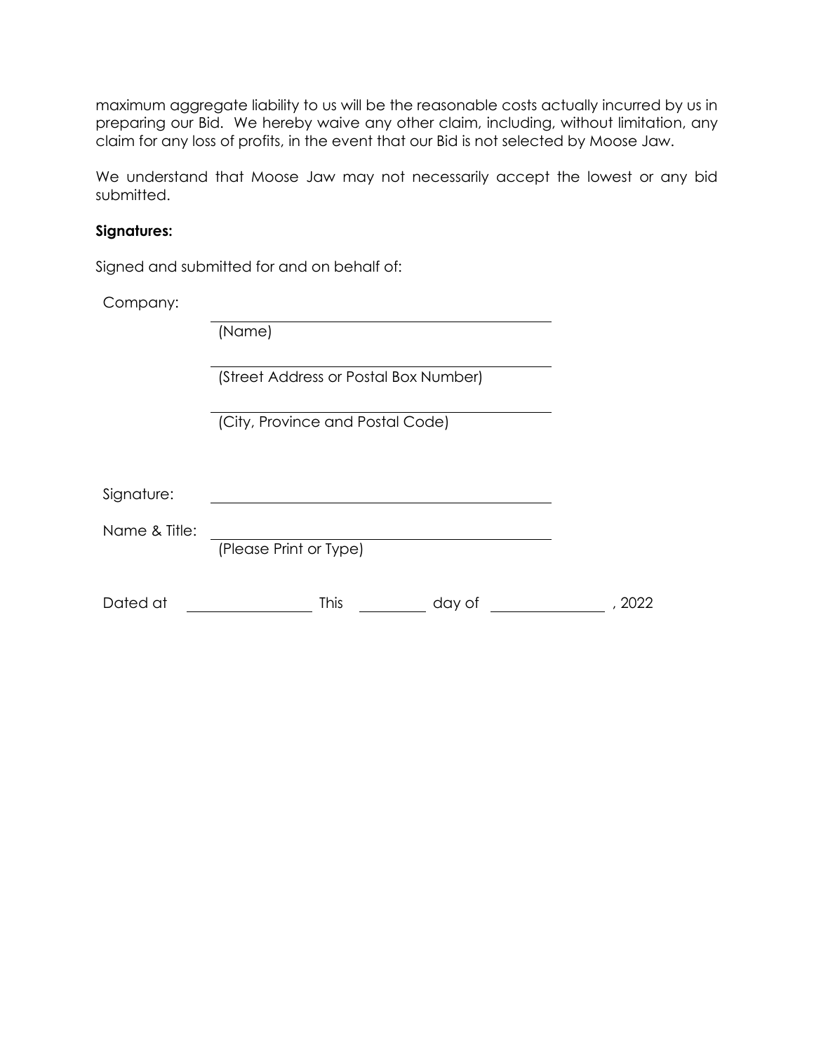maximum aggregate liability to us will be the reasonable costs actually incurred by us in preparing our Bid. We hereby waive any other claim, including, without limitation, any claim for any loss of profits, in the event that our Bid is not selected by Moose Jaw.

We understand that Moose Jaw may not necessarily accept the lowest or any bid submitted.

**Signatures:**

Signed and submitted for and on behalf of:

Company:

_______________________________________
(Name)

_______________________________________
(Street Address or Postal Box Number)

_______________________________________
(City, Province and Postal Code)

Signature: _______________________________________

Name & Title: _______________________________________
(Please Print or Type)

Dated at ______________ This ________ day of ______________ , 2022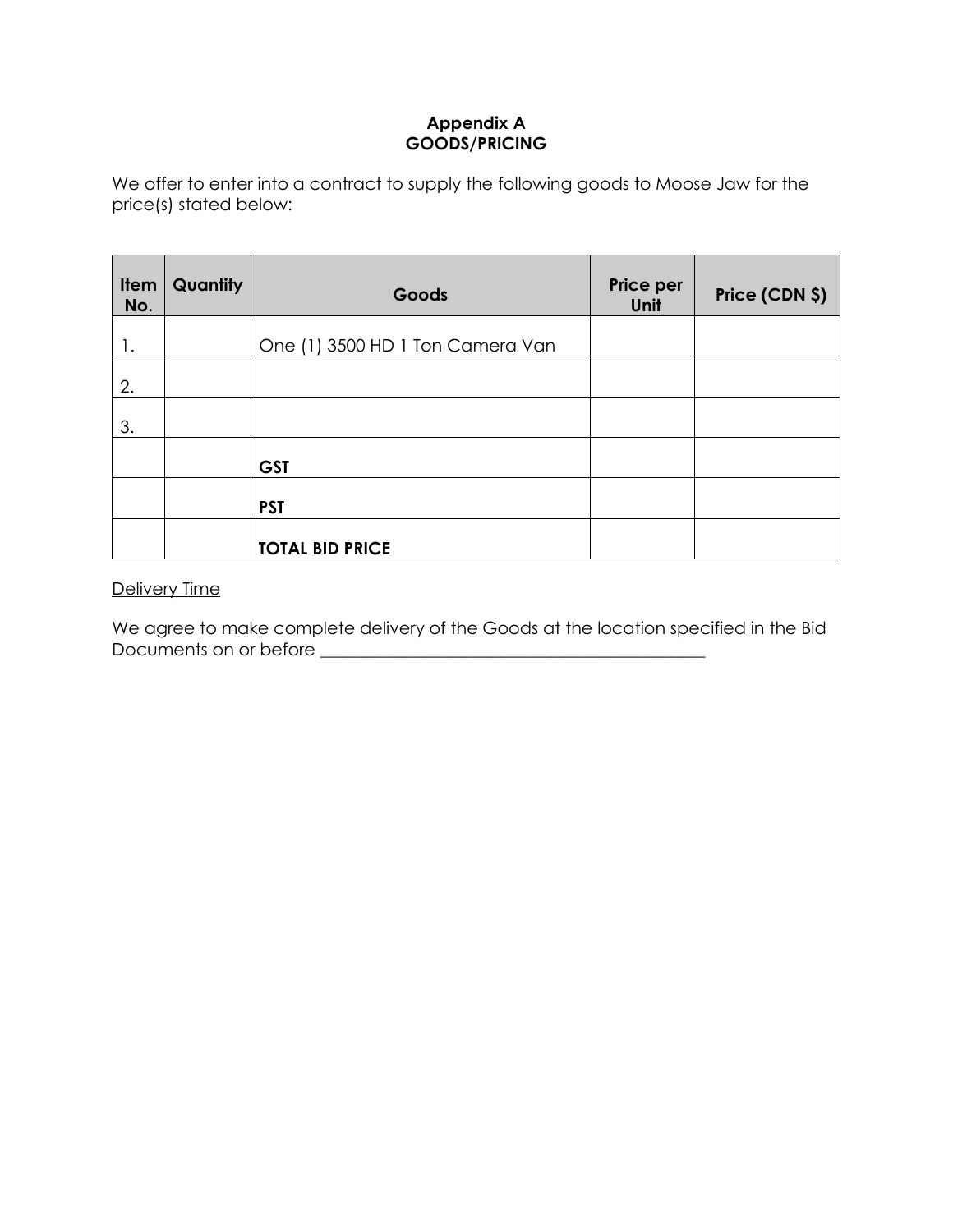# Appendix A
## GOODS/PRICING

We offer to enter into a contract to supply the following goods to Moose Jaw for the price(s) stated below:

| Item No. | Quantity | Goods | Price per Unit | Price (CDN $) |
|---|---|---|---|---|
| 1. | | One (1) 3500 HD 1 Ton Camera Van | | |
| 2. | | | | |
| 3. | | | | |
| | | **GST** | | |
| | | **PST** | | |
| | | **TOTAL BID PRICE** | | |

Delivery Time

We agree to make complete delivery of the Goods at the location specified in the Bid Documents on or before _______________________________________________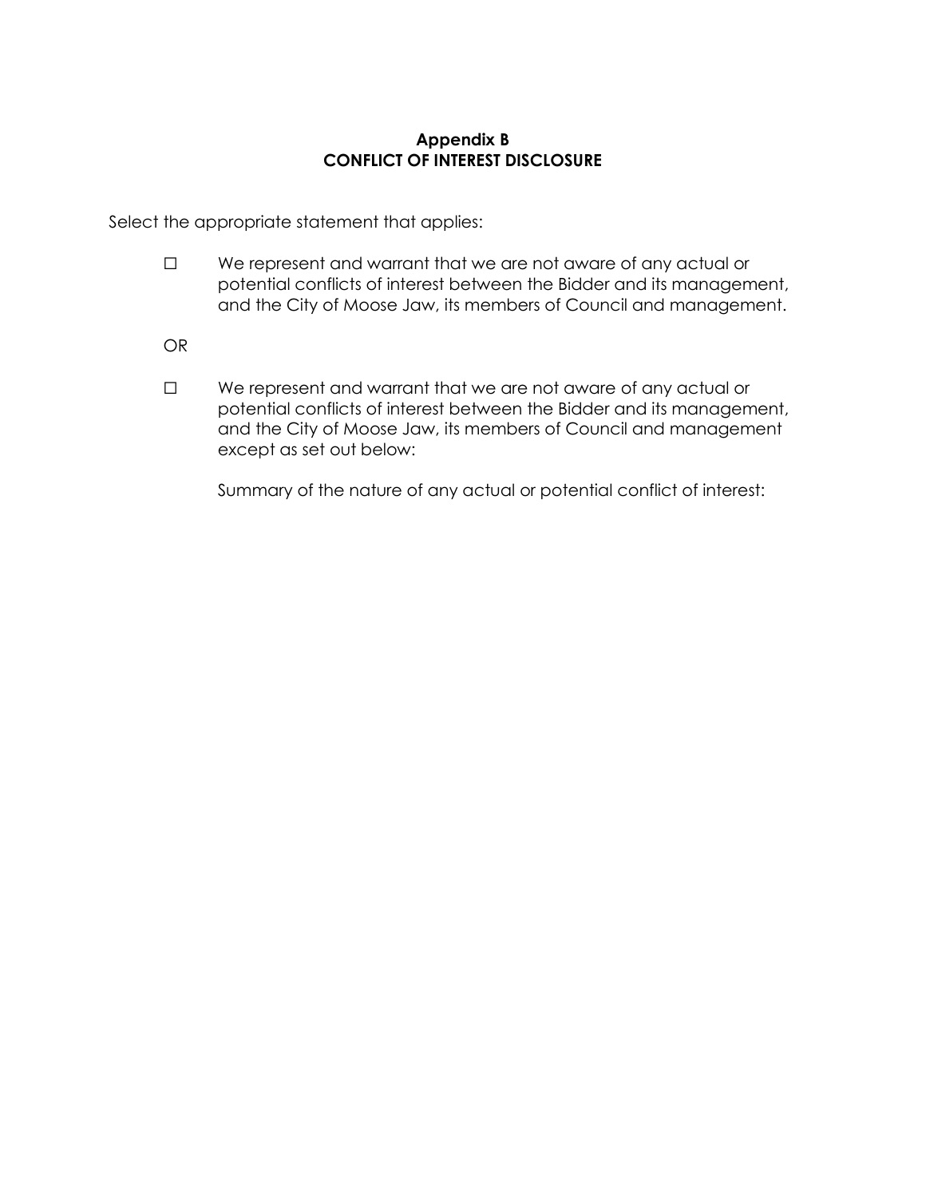**Appendix B**
**CONFLICT OF INTEREST DISCLOSURE**

Select the appropriate statement that applies:

☐ We represent and warrant that we are not aware of any actual or potential conflicts of interest between the Bidder and its management, and the City of Moose Jaw, its members of Council and management.

OR

☐ We represent and warrant that we are not aware of any actual or potential conflicts of interest between the Bidder and its management, and the City of Moose Jaw, its members of Council and management except as set out below:

Summary of the nature of any actual or potential conflict of interest: